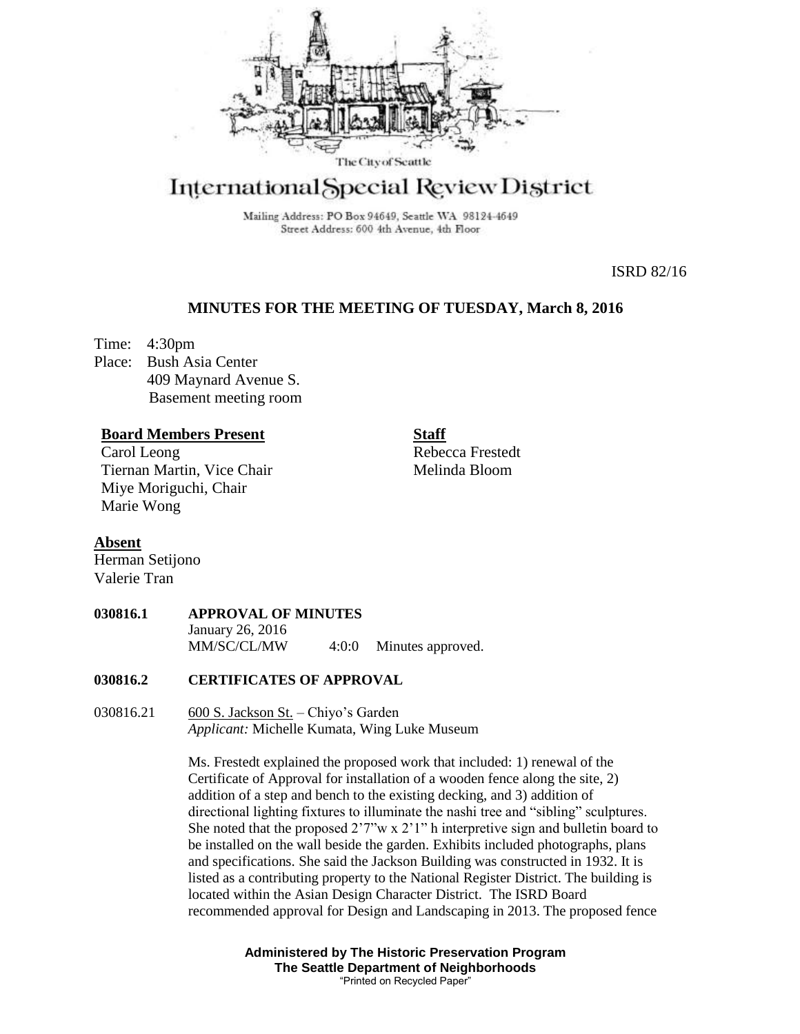The City of Seattle

# International Special Review District

Mailing Address: PO Box 94649, Seattle WA 98124-4649
Street Address: 600 4th Avenue, 4th Floor

ISRD 82/16

## MINUTES FOR THE MEETING OF TUESDAY, March 8, 2016

Time: 4:30pm
Place: Bush Asia Center
409 Maynard Avenue S.
Basement meeting room

**Board Members Present**
Carol Leong
Tiernan Martin, Vice Chair
Miye Moriguchi, Chair
Marie Wong

**Staff**
Rebecca Frestedt
Melinda Bloom

**Absent**
Herman Setijono
Valerie Tran

**030816.1 APPROVAL OF MINUTES**
January 26, 2016
MM/SC/CL/MW 4:0:0 Minutes approved.

**030816.2 CERTIFICATES OF APPROVAL**

030816.21 600 S. Jackson St. – Chiyo's Garden
*Applicant:* Michelle Kumata, Wing Luke Museum

Ms. Frestedt explained the proposed work that included: 1) renewal of the Certificate of Approval for installation of a wooden fence along the site, 2) addition of a step and bench to the existing decking, and 3) addition of directional lighting fixtures to illuminate the nashi tree and "sibling" sculptures. She noted that the proposed 2'7"w x 2'1" h interpretive sign and bulletin board to be installed on the wall beside the garden. Exhibits included photographs, plans and specifications. She said the Jackson Building was constructed in 1932. It is listed as a contributing property to the National Register District. The building is located within the Asian Design Character District. The ISRD Board recommended approval for Design and Landscaping in 2013. The proposed fence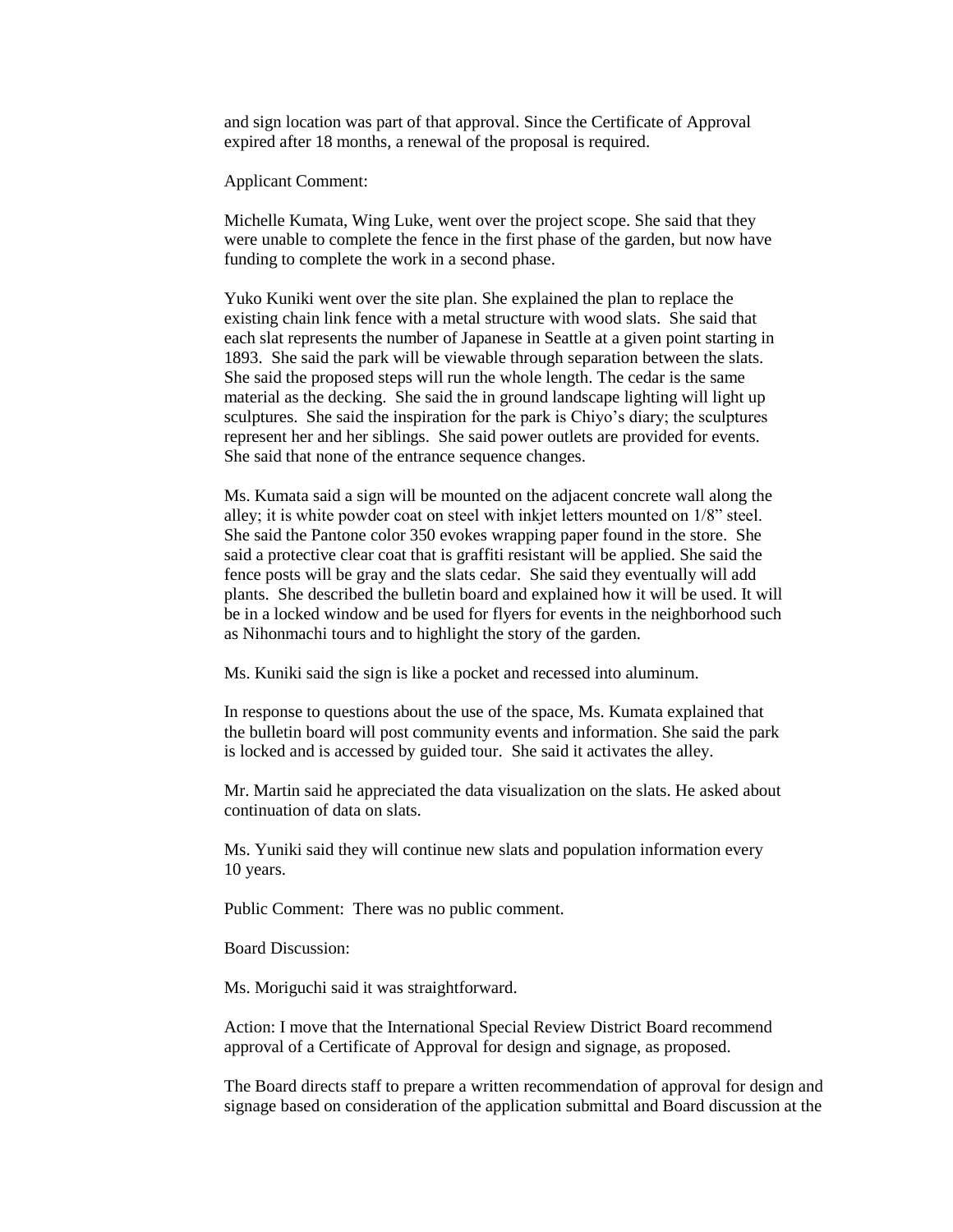and sign location was part of that approval. Since the Certificate of Approval expired after 18 months, a renewal of the proposal is required.

Applicant Comment:

Michelle Kumata, Wing Luke, went over the project scope. She said that they were unable to complete the fence in the first phase of the garden, but now have funding to complete the work in a second phase.

Yuko Kuniki went over the site plan. She explained the plan to replace the existing chain link fence with a metal structure with wood slats. She said that each slat represents the number of Japanese in Seattle at a given point starting in 1893. She said the park will be viewable through separation between the slats. She said the proposed steps will run the whole length. The cedar is the same material as the decking. She said the in ground landscape lighting will light up sculptures. She said the inspiration for the park is Chiyo's diary; the sculptures represent her and her siblings. She said power outlets are provided for events. She said that none of the entrance sequence changes.

Ms. Kumata said a sign will be mounted on the adjacent concrete wall along the alley; it is white powder coat on steel with inkjet letters mounted on 1/8" steel. She said the Pantone color 350 evokes wrapping paper found in the store. She said a protective clear coat that is graffiti resistant will be applied. She said the fence posts will be gray and the slats cedar. She said they eventually will add plants. She described the bulletin board and explained how it will be used. It will be in a locked window and be used for flyers for events in the neighborhood such as Nihonmachi tours and to highlight the story of the garden.

Ms. Kuniki said the sign is like a pocket and recessed into aluminum.

In response to questions about the use of the space, Ms. Kumata explained that the bulletin board will post community events and information. She said the park is locked and is accessed by guided tour. She said it activates the alley.

Mr. Martin said he appreciated the data visualization on the slats. He asked about continuation of data on slats.

Ms. Yuniki said they will continue new slats and population information every 10 years.

Public Comment: There was no public comment.

Board Discussion:

Ms. Moriguchi said it was straightforward.

Action: I move that the International Special Review District Board recommend approval of a Certificate of Approval for design and signage, as proposed.

The Board directs staff to prepare a written recommendation of approval for design and signage based on consideration of the application submittal and Board discussion at the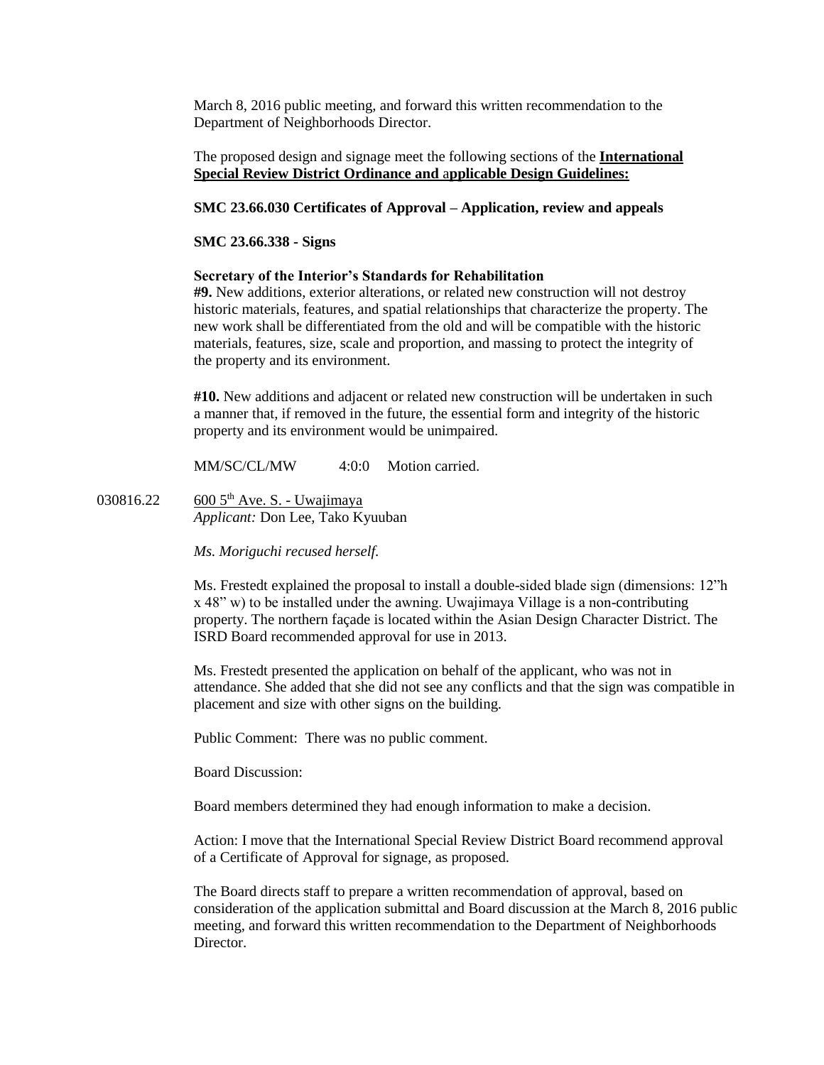March 8, 2016 public meeting, and forward this written recommendation to the Department of Neighborhoods Director.

The proposed design and signage meet the following sections of the **International Special Review District Ordinance and applicable Design Guidelines:**

**SMC 23.66.030 Certificates of Approval – Application, review and appeals**

**SMC 23.66.338 - Signs**

**Secretary of the Interior's Standards for Rehabilitation**
**#9.** New additions, exterior alterations, or related new construction will not destroy historic materials, features, and spatial relationships that characterize the property. The new work shall be differentiated from the old and will be compatible with the historic materials, features, size, scale and proportion, and massing to protect the integrity of the property and its environment.

**#10.** New additions and adjacent or related new construction will be undertaken in such a manner that, if removed in the future, the essential form and integrity of the historic property and its environment would be unimpaired.

MM/SC/CL/MW 4:0:0 Motion carried.

030816.22 600 5th Ave. S. - Uwajimaya
*Applicant:* Don Lee, Tako Kyuuban

*Ms. Moriguchi recused herself.*

Ms. Frestedt explained the proposal to install a double-sided blade sign (dimensions: 12"h x 48" w) to be installed under the awning. Uwajimaya Village is a non-contributing property. The northern façade is located within the Asian Design Character District. The ISRD Board recommended approval for use in 2013.

Ms. Frestedt presented the application on behalf of the applicant, who was not in attendance. She added that she did not see any conflicts and that the sign was compatible in placement and size with other signs on the building.

Public Comment: There was no public comment.

Board Discussion:

Board members determined they had enough information to make a decision.

Action: I move that the International Special Review District Board recommend approval of a Certificate of Approval for signage, as proposed.

The Board directs staff to prepare a written recommendation of approval, based on consideration of the application submittal and Board discussion at the March 8, 2016 public meeting, and forward this written recommendation to the Department of Neighborhoods Director.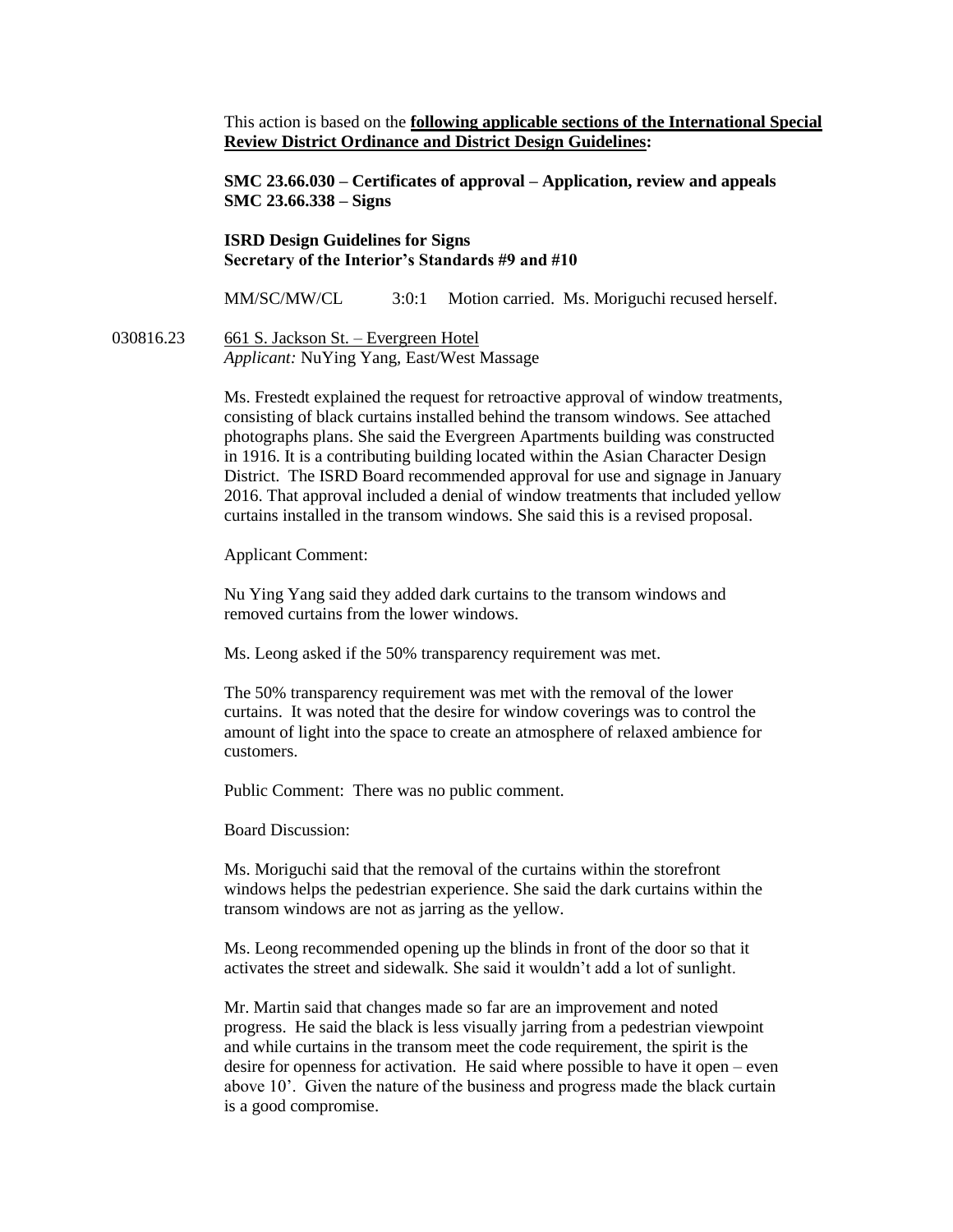This action is based on the **<u>following applicable sections of the International Special Review District Ordinance and District Design Guidelines</u>:**

**SMC 23.66.030 – Certificates of approval – Application, review and appeals**
**SMC 23.66.338 – Signs**

**ISRD Design Guidelines for Signs**
**Secretary of the Interior's Standards #9 and #10**

MM/SC/MW/CL 3:0:1 Motion carried. Ms. Moriguchi recused herself.

030816.23 <u>661 S. Jackson St. – Evergreen Hotel</u>
*Applicant:* NuYing Yang, East/West Massage

Ms. Frestedt explained the request for retroactive approval of window treatments, consisting of black curtains installed behind the transom windows. See attached photographs plans. She said the Evergreen Apartments building was constructed in 1916. It is a contributing building located within the Asian Character Design District. The ISRD Board recommended approval for use and signage in January 2016. That approval included a denial of window treatments that included yellow curtains installed in the transom windows. She said this is a revised proposal.

Applicant Comment:

Nu Ying Yang said they added dark curtains to the transom windows and removed curtains from the lower windows.

Ms. Leong asked if the 50% transparency requirement was met.

The 50% transparency requirement was met with the removal of the lower curtains. It was noted that the desire for window coverings was to control the amount of light into the space to create an atmosphere of relaxed ambience for customers.

Public Comment: There was no public comment.

Board Discussion:

Ms. Moriguchi said that the removal of the curtains within the storefront windows helps the pedestrian experience. She said the dark curtains within the transom windows are not as jarring as the yellow.

Ms. Leong recommended opening up the blinds in front of the door so that it activates the street and sidewalk. She said it wouldn't add a lot of sunlight.

Mr. Martin said that changes made so far are an improvement and noted progress. He said the black is less visually jarring from a pedestrian viewpoint and while curtains in the transom meet the code requirement, the spirit is the desire for openness for activation. He said where possible to have it open – even above 10'. Given the nature of the business and progress made the black curtain is a good compromise.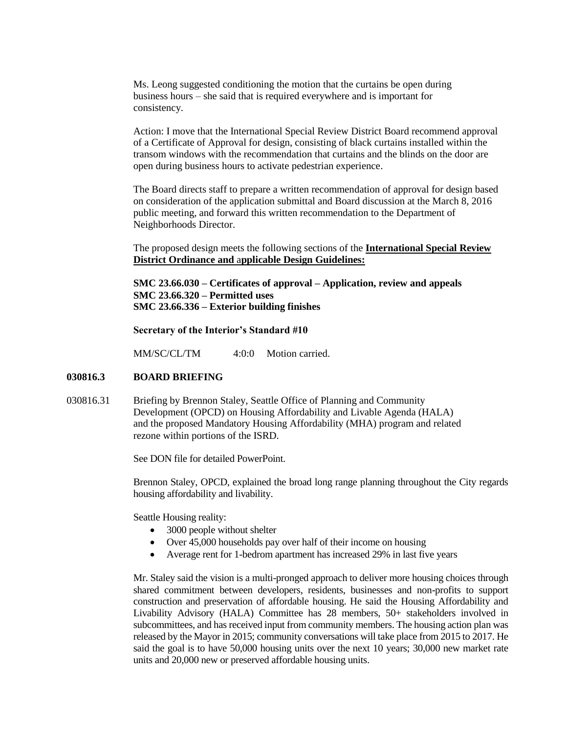Ms. Leong suggested conditioning the motion that the curtains be open during business hours – she said that is required everywhere and is important for consistency.

Action: I move that the International Special Review District Board recommend approval of a Certificate of Approval for design, consisting of black curtains installed within the transom windows with the recommendation that curtains and the blinds on the door are open during business hours to activate pedestrian experience.

The Board directs staff to prepare a written recommendation of approval for design based on consideration of the application submittal and Board discussion at the March 8, 2016 public meeting, and forward this written recommendation to the Department of Neighborhoods Director.

The proposed design meets the following sections of the **International Special Review District Ordinance and applicable Design Guidelines:**

**SMC 23.66.030 – Certificates of approval – Application, review and appeals**
**SMC 23.66.320 – Permitted uses**
**SMC 23.66.336 – Exterior building finishes**

**Secretary of the Interior's Standard #10**

MM/SC/CL/TM 4:0:0 Motion carried.

**030816.3 BOARD BRIEFING**

030816.31 Briefing by Brennon Staley, Seattle Office of Planning and Community Development (OPCD) on Housing Affordability and Livable Agenda (HALA) and the proposed Mandatory Housing Affordability (MHA) program and related rezone within portions of the ISRD.

See DON file for detailed PowerPoint.

Brennon Staley, OPCD, explained the broad long range planning throughout the City regards housing affordability and livability.

Seattle Housing reality:

- 3000 people without shelter
- Over 45,000 households pay over half of their income on housing
- Average rent for 1-bedrom apartment has increased 29% in last five years

Mr. Staley said the vision is a multi-pronged approach to deliver more housing choices through shared commitment between developers, residents, businesses and non-profits to support construction and preservation of affordable housing. He said the Housing Affordability and Livability Advisory (HALA) Committee has 28 members, 50+ stakeholders involved in subcommittees, and has received input from community members. The housing action plan was released by the Mayor in 2015; community conversations will take place from 2015 to 2017. He said the goal is to have 50,000 housing units over the next 10 years; 30,000 new market rate units and 20,000 new or preserved affordable housing units.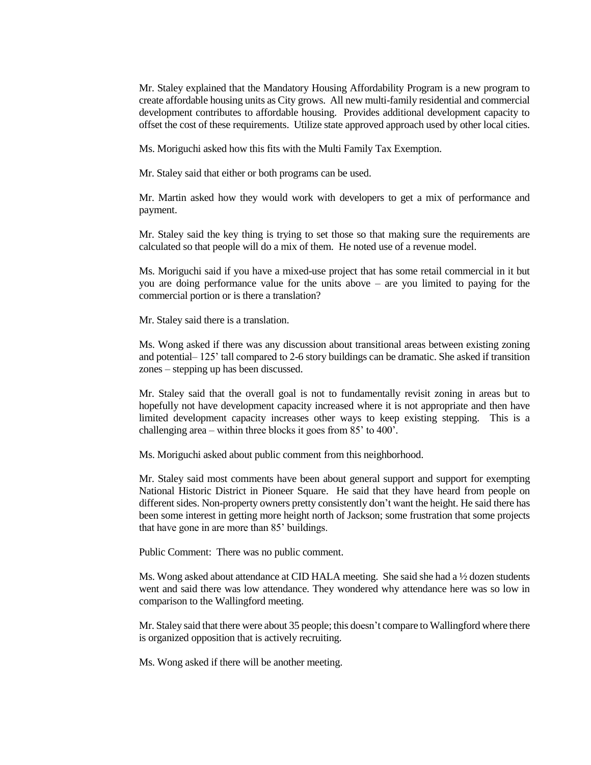Mr. Staley explained that the Mandatory Housing Affordability Program is a new program to create affordable housing units as City grows. All new multi-family residential and commercial development contributes to affordable housing. Provides additional development capacity to offset the cost of these requirements. Utilize state approved approach used by other local cities.

Ms. Moriguchi asked how this fits with the Multi Family Tax Exemption.

Mr. Staley said that either or both programs can be used.

Mr. Martin asked how they would work with developers to get a mix of performance and payment.

Mr. Staley said the key thing is trying to set those so that making sure the requirements are calculated so that people will do a mix of them. He noted use of a revenue model.

Ms. Moriguchi said if you have a mixed-use project that has some retail commercial in it but you are doing performance value for the units above – are you limited to paying for the commercial portion or is there a translation?

Mr. Staley said there is a translation.

Ms. Wong asked if there was any discussion about transitional areas between existing zoning and potential– 125' tall compared to 2-6 story buildings can be dramatic. She asked if transition zones – stepping up has been discussed.

Mr. Staley said that the overall goal is not to fundamentally revisit zoning in areas but to hopefully not have development capacity increased where it is not appropriate and then have limited development capacity increases other ways to keep existing stepping. This is a challenging area – within three blocks it goes from 85' to 400'.

Ms. Moriguchi asked about public comment from this neighborhood.

Mr. Staley said most comments have been about general support and support for exempting National Historic District in Pioneer Square. He said that they have heard from people on different sides. Non-property owners pretty consistently don't want the height. He said there has been some interest in getting more height north of Jackson; some frustration that some projects that have gone in are more than 85' buildings.

Public Comment: There was no public comment.

Ms. Wong asked about attendance at CID HALA meeting. She said she had a ½ dozen students went and said there was low attendance. They wondered why attendance here was so low in comparison to the Wallingford meeting.

Mr. Staley said that there were about 35 people; this doesn't compare to Wallingford where there is organized opposition that is actively recruiting.

Ms. Wong asked if there will be another meeting.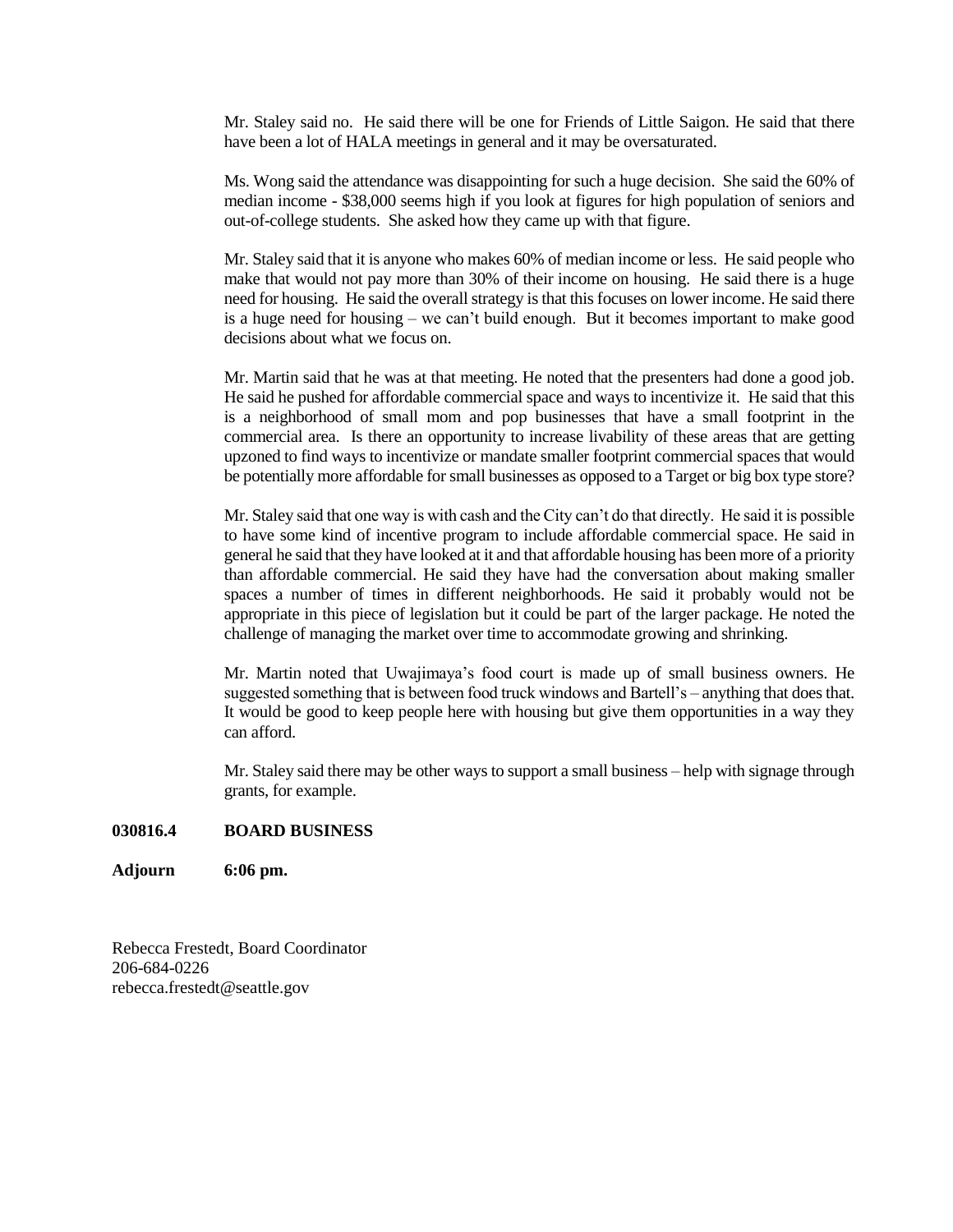Mr. Staley said no. He said there will be one for Friends of Little Saigon. He said that there have been a lot of HALA meetings in general and it may be oversaturated.

Ms. Wong said the attendance was disappointing for such a huge decision. She said the 60% of median income - $38,000 seems high if you look at figures for high population of seniors and out-of-college students. She asked how they came up with that figure.

Mr. Staley said that it is anyone who makes 60% of median income or less. He said people who make that would not pay more than 30% of their income on housing. He said there is a huge need for housing. He said the overall strategy is that this focuses on lower income. He said there is a huge need for housing – we can't build enough. But it becomes important to make good decisions about what we focus on.

Mr. Martin said that he was at that meeting. He noted that the presenters had done a good job. He said he pushed for affordable commercial space and ways to incentivize it. He said that this is a neighborhood of small mom and pop businesses that have a small footprint in the commercial area. Is there an opportunity to increase livability of these areas that are getting upzoned to find ways to incentivize or mandate smaller footprint commercial spaces that would be potentially more affordable for small businesses as opposed to a Target or big box type store?

Mr. Staley said that one way is with cash and the City can't do that directly. He said it is possible to have some kind of incentive program to include affordable commercial space. He said in general he said that they have looked at it and that affordable housing has been more of a priority than affordable commercial. He said they have had the conversation about making smaller spaces a number of times in different neighborhoods. He said it probably would not be appropriate in this piece of legislation but it could be part of the larger package. He noted the challenge of managing the market over time to accommodate growing and shrinking.

Mr. Martin noted that Uwajimaya's food court is made up of small business owners. He suggested something that is between food truck windows and Bartell's – anything that does that. It would be good to keep people here with housing but give them opportunities in a way they can afford.

Mr. Staley said there may be other ways to support a small business – help with signage through grants, for example.

**030816.4 BOARD BUSINESS**

**Adjourn 6:06 pm.**

Rebecca Frestedt, Board Coordinator
206-684-0226
rebecca.frestedt@seattle.gov